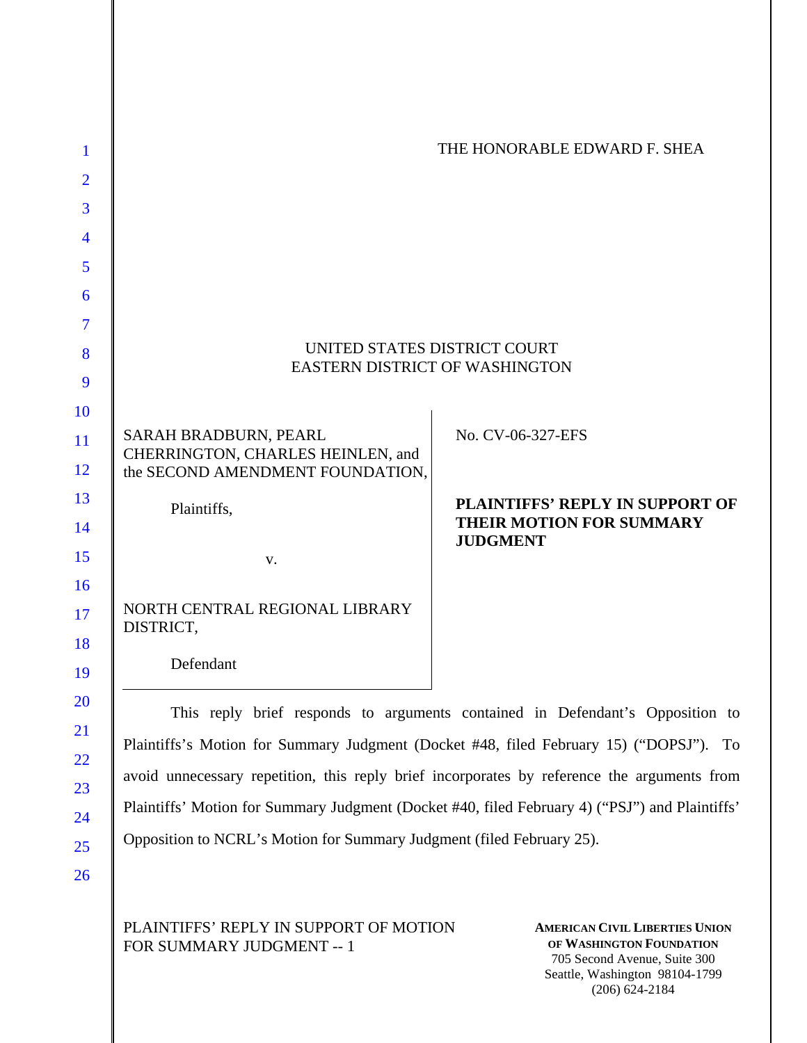THE HONORABLE EDWARD F. SHEA

UNITED STATES DISTRICT COURT
EASTERN DISTRICT OF WASHINGTON

| | |
|---|---|
| SARAH BRADBURN, PEARL CHERRINGTON, CHARLES HEINLEN, and the SECOND AMENDMENT FOUNDATION,<br><br>Plaintiffs,<br><br>v.<br><br>NORTH CENTRAL REGIONAL LIBRARY DISTRICT,<br><br>Defendant | No. CV-06-327-EFS<br><br>**PLAINTIFFS' REPLY IN SUPPORT OF THEIR MOTION FOR SUMMARY JUDGMENT** |

This reply brief responds to arguments contained in Defendant's Opposition to Plaintiffs's Motion for Summary Judgment (Docket #48, filed February 15) ("DOPSJ"). To avoid unnecessary repetition, this reply brief incorporates by reference the arguments from Plaintiffs' Motion for Summary Judgment (Docket #40, filed February 4) ("PSJ") and Plaintiffs' Opposition to NCRL's Motion for Summary Judgment (filed February 25).

PLAINTIFFS' REPLY IN SUPPORT OF MOTION FOR SUMMARY JUDGMENT -- 1

**AMERICAN CIVIL LIBERTIES UNION OF WASHINGTON FOUNDATION**
705 Second Avenue, Suite 300
Seattle, Washington 98104-1799
(206) 624-2184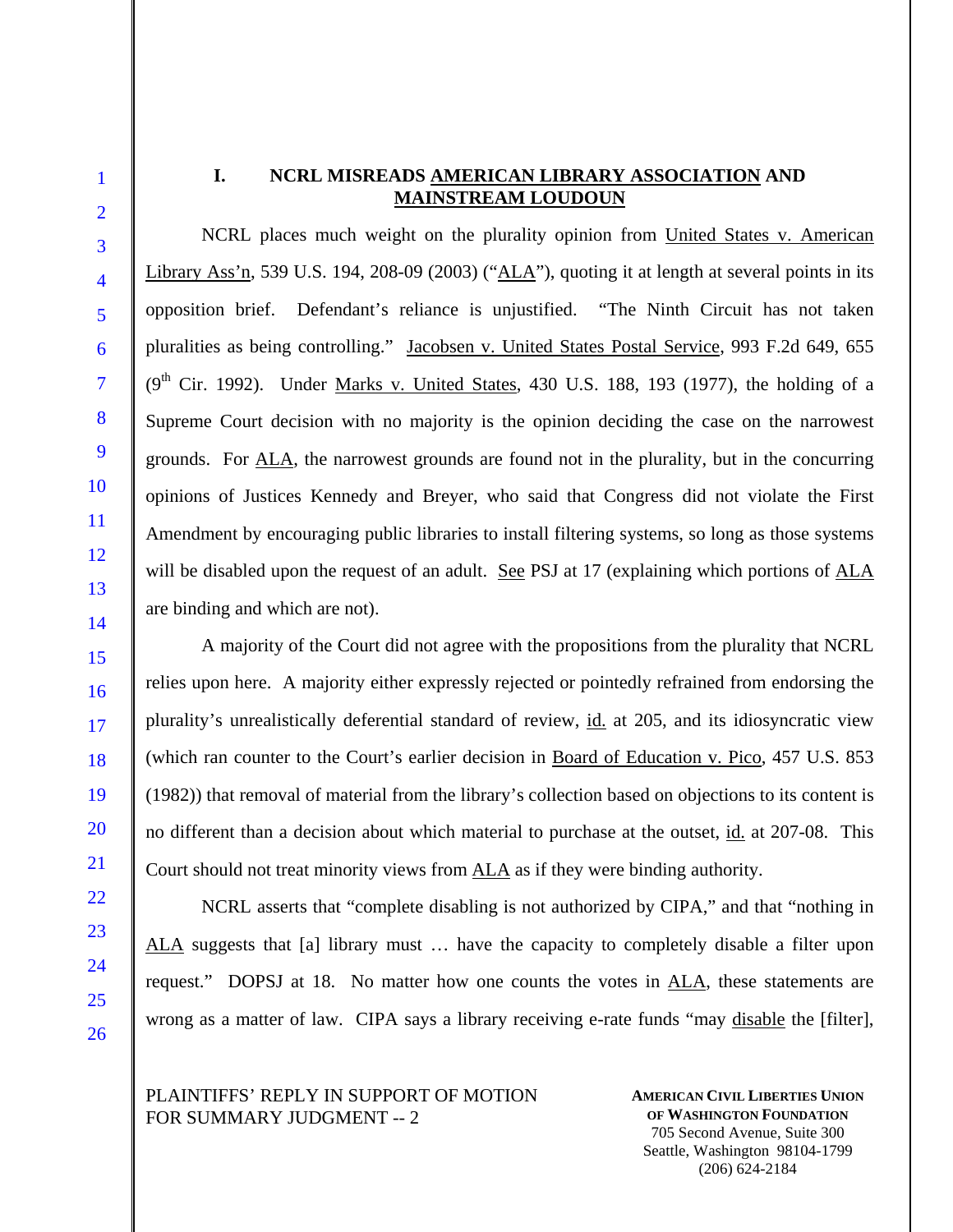## I. NCRL MISREADS AMERICAN LIBRARY ASSOCIATION AND MAINSTREAM LOUDOUN

NCRL places much weight on the plurality opinion from United States v. American Library Ass'n, 539 U.S. 194, 208-09 (2003) ("ALA"), quoting it at length at several points in its opposition brief. Defendant's reliance is unjustified. "The Ninth Circuit has not taken pluralities as being controlling." Jacobsen v. United States Postal Service, 993 F.2d 649, 655 (9th Cir. 1992). Under Marks v. United States, 430 U.S. 188, 193 (1977), the holding of a Supreme Court decision with no majority is the opinion deciding the case on the narrowest grounds. For ALA, the narrowest grounds are found not in the plurality, but in the concurring opinions of Justices Kennedy and Breyer, who said that Congress did not violate the First Amendment by encouraging public libraries to install filtering systems, so long as those systems will be disabled upon the request of an adult. See PSJ at 17 (explaining which portions of ALA are binding and which are not).

A majority of the Court did not agree with the propositions from the plurality that NCRL relies upon here. A majority either expressly rejected or pointedly refrained from endorsing the plurality's unrealistically deferential standard of review, id. at 205, and its idiosyncratic view (which ran counter to the Court's earlier decision in Board of Education v. Pico, 457 U.S. 853 (1982)) that removal of material from the library's collection based on objections to its content is no different than a decision about which material to purchase at the outset, id. at 207-08. This Court should not treat minority views from ALA as if they were binding authority.

NCRL asserts that "complete disabling is not authorized by CIPA," and that "nothing in ALA suggests that [a] library must … have the capacity to completely disable a filter upon request." DOPSJ at 18. No matter how one counts the votes in ALA, these statements are wrong as a matter of law. CIPA says a library receiving e-rate funds "may disable the [filter],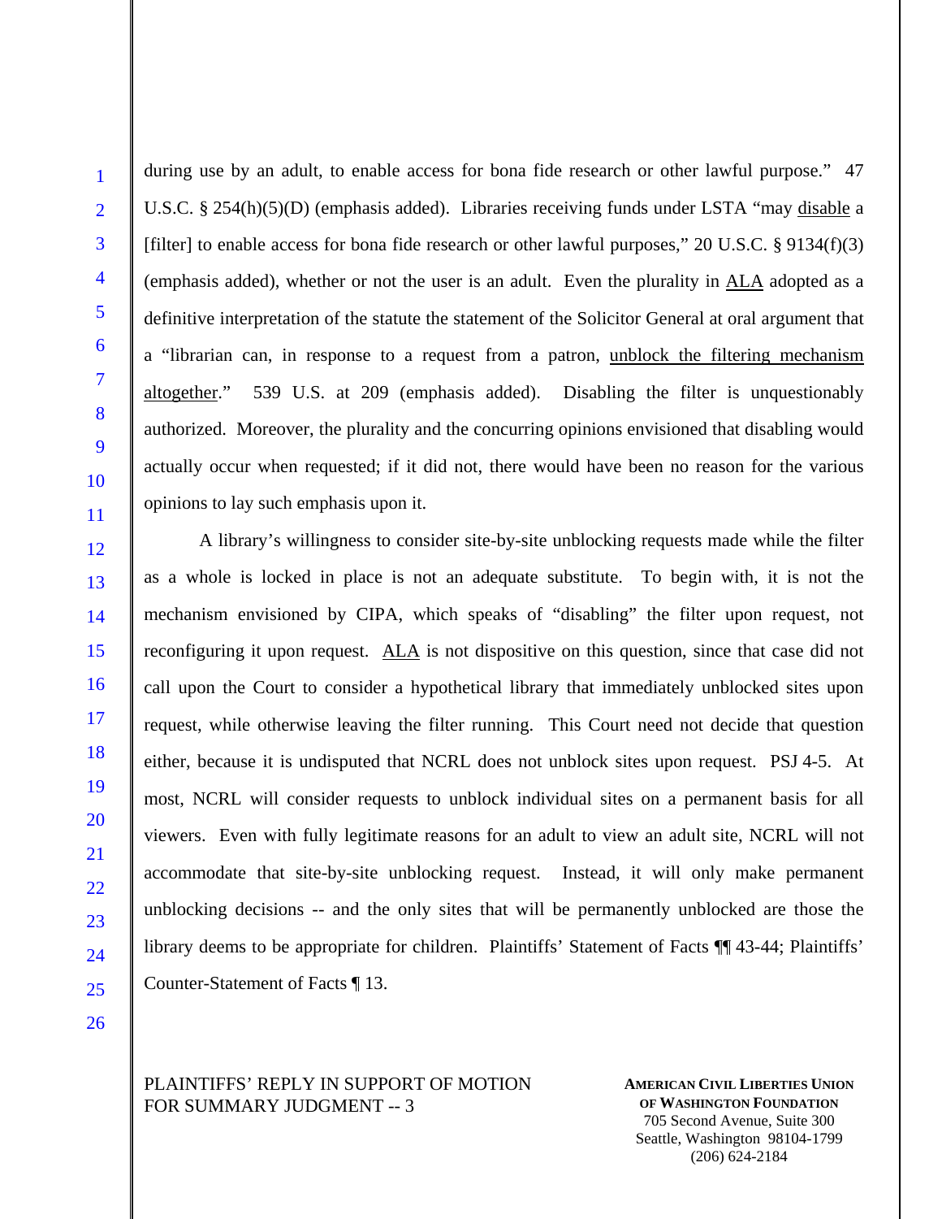during use by an adult, to enable access for bona fide research or other lawful purpose." 47 U.S.C. § 254(h)(5)(D) (emphasis added). Libraries receiving funds under LSTA "may disable a [filter] to enable access for bona fide research or other lawful purposes," 20 U.S.C. § 9134(f)(3) (emphasis added), whether or not the user is an adult. Even the plurality in ALA adopted as a definitive interpretation of the statute the statement of the Solicitor General at oral argument that a "librarian can, in response to a request from a patron, unblock the filtering mechanism altogether." 539 U.S. at 209 (emphasis added). Disabling the filter is unquestionably authorized. Moreover, the plurality and the concurring opinions envisioned that disabling would actually occur when requested; if it did not, there would have been no reason for the various opinions to lay such emphasis upon it.

A library's willingness to consider site-by-site unblocking requests made while the filter as a whole is locked in place is not an adequate substitute. To begin with, it is not the mechanism envisioned by CIPA, which speaks of "disabling" the filter upon request, not reconfiguring it upon request. ALA is not dispositive on this question, since that case did not call upon the Court to consider a hypothetical library that immediately unblocked sites upon request, while otherwise leaving the filter running. This Court need not decide that question either, because it is undisputed that NCRL does not unblock sites upon request. PSJ 4-5. At most, NCRL will consider requests to unblock individual sites on a permanent basis for all viewers. Even with fully legitimate reasons for an adult to view an adult site, NCRL will not accommodate that site-by-site unblocking request. Instead, it will only make permanent unblocking decisions -- and the only sites that will be permanently unblocked are those the library deems to be appropriate for children. Plaintiffs' Statement of Facts ¶¶ 43-44; Plaintiffs' Counter-Statement of Facts ¶ 13.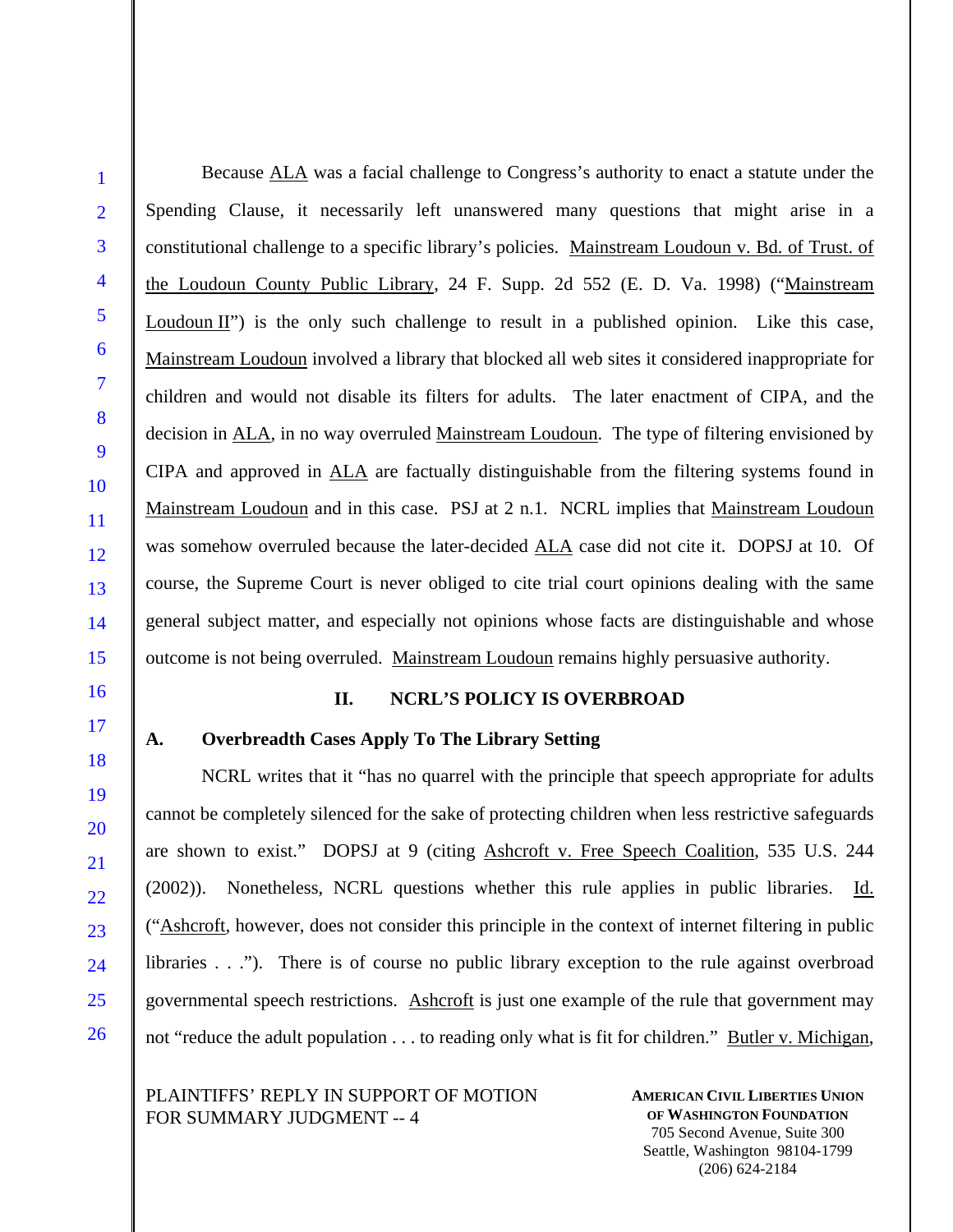Because ALA was a facial challenge to Congress's authority to enact a statute under the Spending Clause, it necessarily left unanswered many questions that might arise in a constitutional challenge to a specific library's policies. Mainstream Loudoun v. Bd. of Trust. of the Loudoun County Public Library, 24 F. Supp. 2d 552 (E. D. Va. 1998) ("Mainstream Loudoun II") is the only such challenge to result in a published opinion. Like this case, Mainstream Loudoun involved a library that blocked all web sites it considered inappropriate for children and would not disable its filters for adults. The later enactment of CIPA, and the decision in ALA, in no way overruled Mainstream Loudoun. The type of filtering envisioned by CIPA and approved in ALA are factually distinguishable from the filtering systems found in Mainstream Loudoun and in this case. PSJ at 2 n.1. NCRL implies that Mainstream Loudoun was somehow overruled because the later-decided ALA case did not cite it. DOPSJ at 10. Of course, the Supreme Court is never obliged to cite trial court opinions dealing with the same general subject matter, and especially not opinions whose facts are distinguishable and whose outcome is not being overruled. Mainstream Loudoun remains highly persuasive authority.

## II. NCRL'S POLICY IS OVERBROAD

### A. Overbreadth Cases Apply To The Library Setting

NCRL writes that it "has no quarrel with the principle that speech appropriate for adults cannot be completely silenced for the sake of protecting children when less restrictive safeguards are shown to exist." DOPSJ at 9 (citing Ashcroft v. Free Speech Coalition, 535 U.S. 244 (2002)). Nonetheless, NCRL questions whether this rule applies in public libraries. Id. ("Ashcroft, however, does not consider this principle in the context of internet filtering in public libraries . . ."). There is of course no public library exception to the rule against overbroad governmental speech restrictions. Ashcroft is just one example of the rule that government may not "reduce the adult population . . . to reading only what is fit for children." Butler v. Michigan,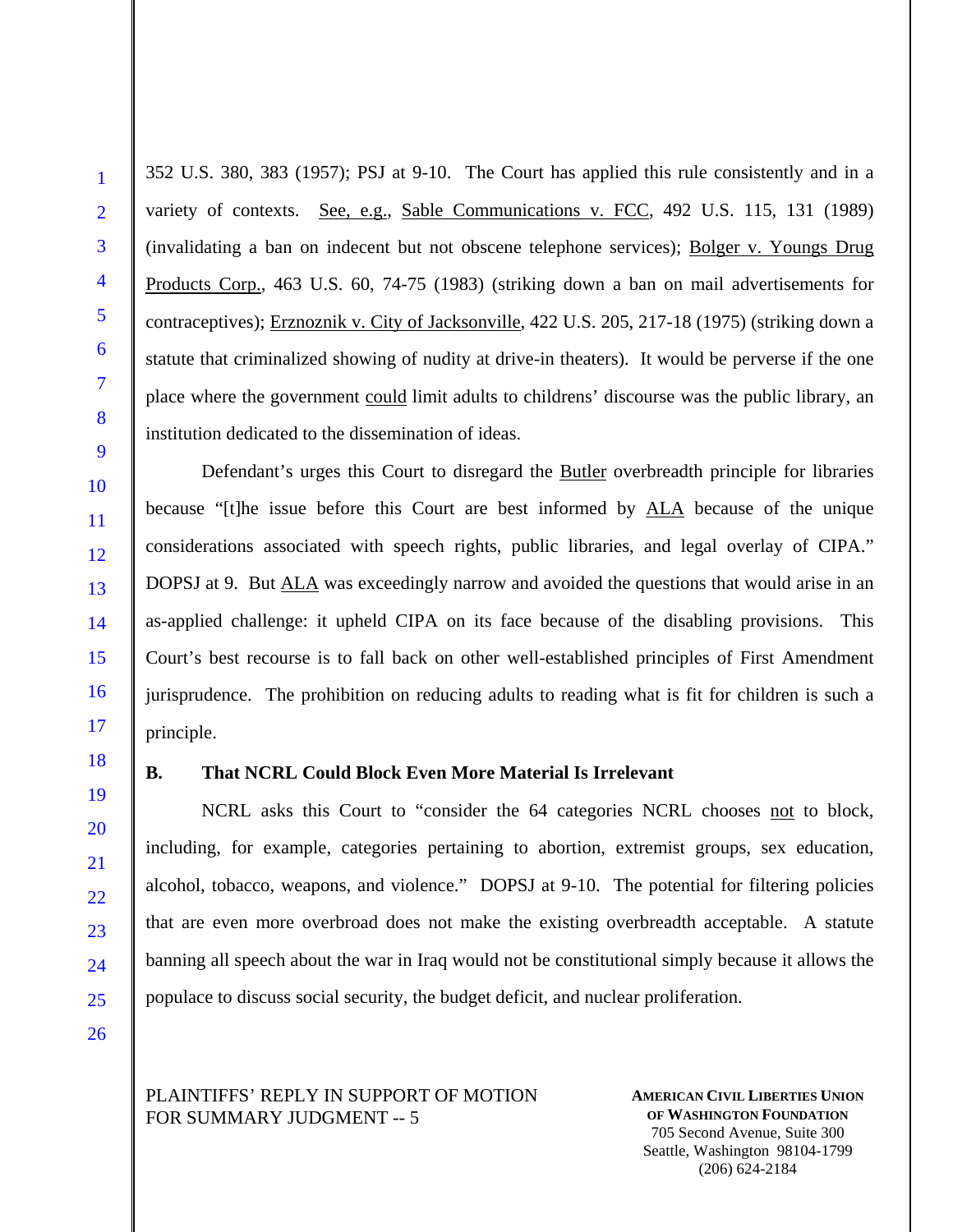352 U.S. 380, 383 (1957); PSJ at 9-10. The Court has applied this rule consistently and in a variety of contexts. See, e.g., Sable Communications v. FCC, 492 U.S. 115, 131 (1989) (invalidating a ban on indecent but not obscene telephone services); Bolger v. Youngs Drug Products Corp., 463 U.S. 60, 74-75 (1983) (striking down a ban on mail advertisements for contraceptives); Erznoznik v. City of Jacksonville, 422 U.S. 205, 217-18 (1975) (striking down a statute that criminalized showing of nudity at drive-in theaters). It would be perverse if the one place where the government could limit adults to childrens' discourse was the public library, an institution dedicated to the dissemination of ideas.

Defendant's urges this Court to disregard the Butler overbreadth principle for libraries because "[t]he issue before this Court are best informed by ALA because of the unique considerations associated with speech rights, public libraries, and legal overlay of CIPA." DOPSJ at 9. But ALA was exceedingly narrow and avoided the questions that would arise in an as-applied challenge: it upheld CIPA on its face because of the disabling provisions. This Court's best recourse is to fall back on other well-established principles of First Amendment jurisprudence. The prohibition on reducing adults to reading what is fit for children is such a principle.

### B. That NCRL Could Block Even More Material Is Irrelevant

NCRL asks this Court to "consider the 64 categories NCRL chooses not to block, including, for example, categories pertaining to abortion, extremist groups, sex education, alcohol, tobacco, weapons, and violence." DOPSJ at 9-10. The potential for filtering policies that are even more overbroad does not make the existing overbreadth acceptable. A statute banning all speech about the war in Iraq would not be constitutional simply because it allows the populace to discuss social security, the budget deficit, and nuclear proliferation.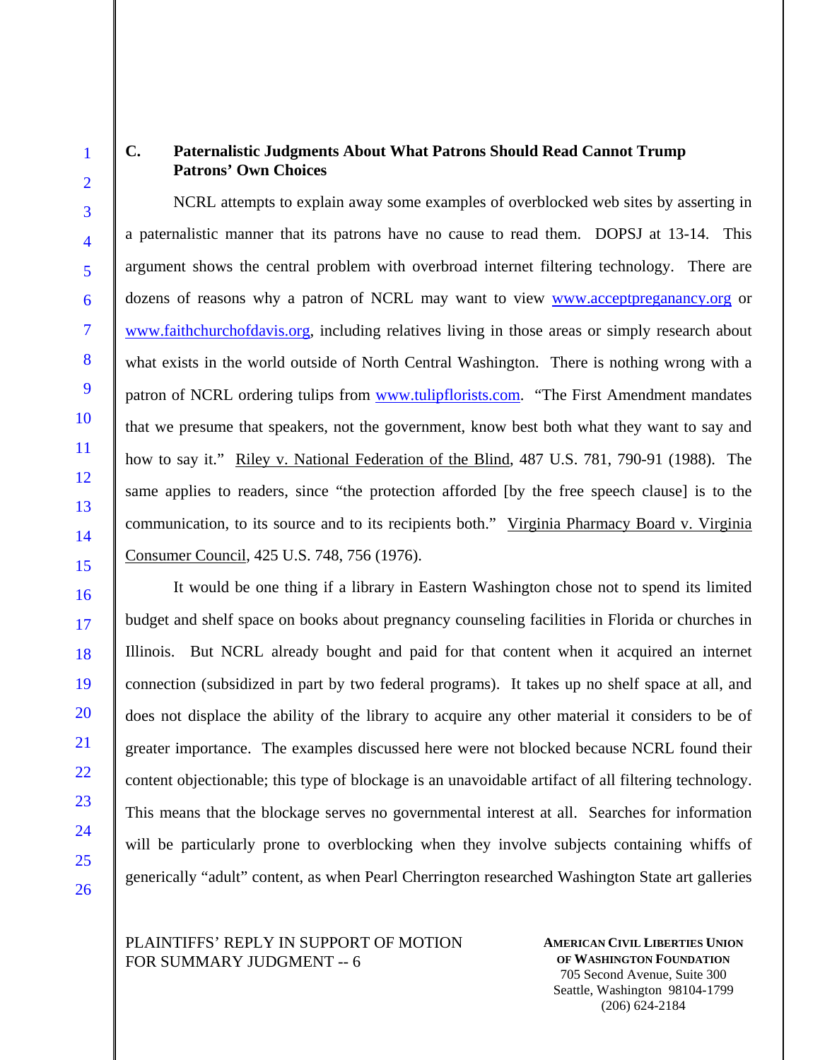### C. Paternalistic Judgments About What Patrons Should Read Cannot Trump Patrons' Own Choices

NCRL attempts to explain away some examples of overblocked web sites by asserting in a paternalistic manner that its patrons have no cause to read them. DOPSJ at 13-14. This argument shows the central problem with overbroad internet filtering technology. There are dozens of reasons why a patron of NCRL may want to view www.acceptpreganancy.org or www.faithchurchofdavis.org, including relatives living in those areas or simply research about what exists in the world outside of North Central Washington. There is nothing wrong with a patron of NCRL ordering tulips from www.tulipflorists.com. "The First Amendment mandates that we presume that speakers, not the government, know best both what they want to say and how to say it." Riley v. National Federation of the Blind, 487 U.S. 781, 790-91 (1988). The same applies to readers, since "the protection afforded [by the free speech clause] is to the communication, to its source and to its recipients both." Virginia Pharmacy Board v. Virginia Consumer Council, 425 U.S. 748, 756 (1976).

It would be one thing if a library in Eastern Washington chose not to spend its limited budget and shelf space on books about pregnancy counseling facilities in Florida or churches in Illinois. But NCRL already bought and paid for that content when it acquired an internet connection (subsidized in part by two federal programs). It takes up no shelf space at all, and does not displace the ability of the library to acquire any other material it considers to be of greater importance. The examples discussed here were not blocked because NCRL found their content objectionable; this type of blockage is an unavoidable artifact of all filtering technology. This means that the blockage serves no governmental interest at all. Searches for information will be particularly prone to overblocking when they involve subjects containing whiffs of generically "adult" content, as when Pearl Cherrington researched Washington State art galleries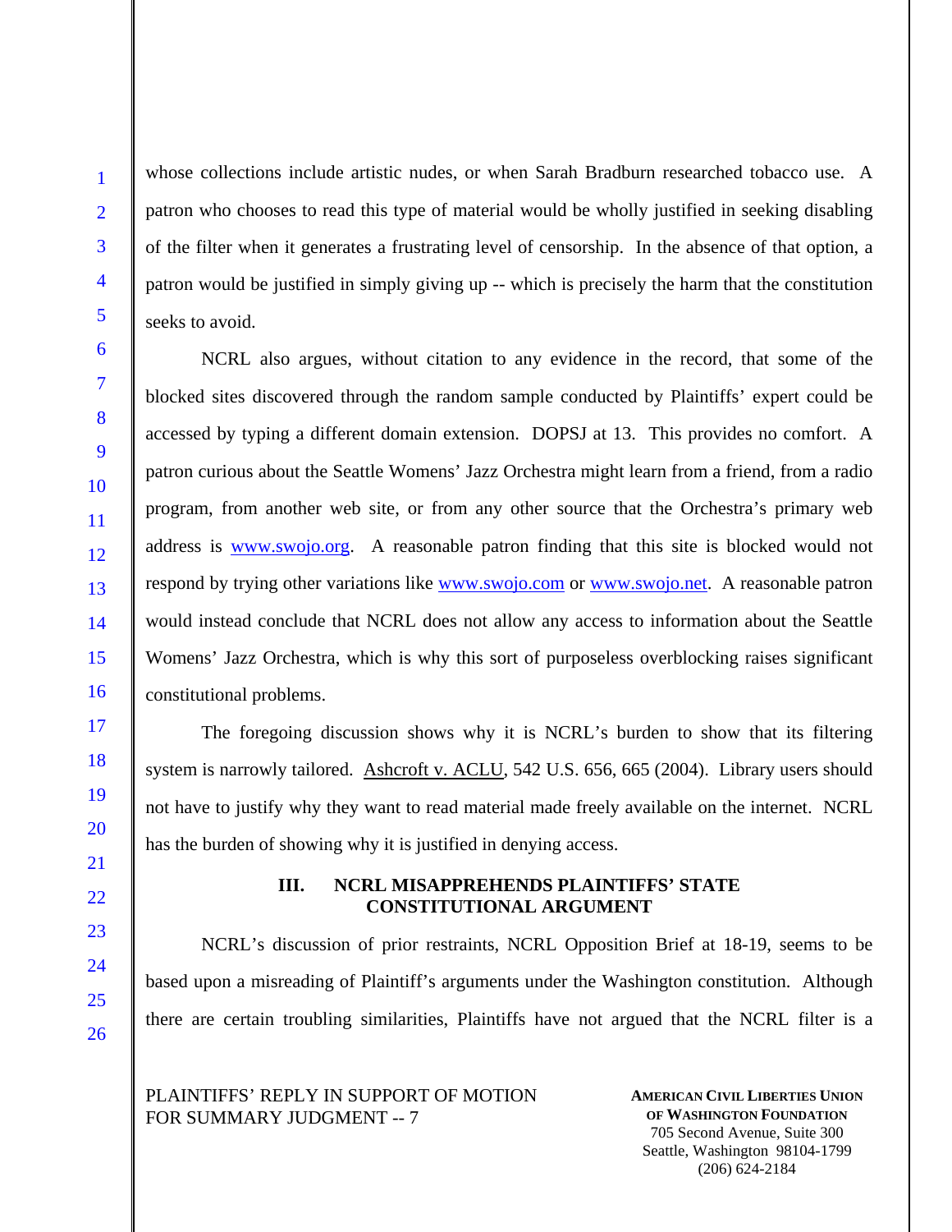whose collections include artistic nudes, or when Sarah Bradburn researched tobacco use. A patron who chooses to read this type of material would be wholly justified in seeking disabling of the filter when it generates a frustrating level of censorship. In the absence of that option, a patron would be justified in simply giving up -- which is precisely the harm that the constitution seeks to avoid.

NCRL also argues, without citation to any evidence in the record, that some of the blocked sites discovered through the random sample conducted by Plaintiffs' expert could be accessed by typing a different domain extension. DOPSJ at 13. This provides no comfort. A patron curious about the Seattle Womens' Jazz Orchestra might learn from a friend, from a radio program, from another web site, or from any other source that the Orchestra's primary web address is www.swojo.org. A reasonable patron finding that this site is blocked would not respond by trying other variations like www.swojo.com or www.swojo.net. A reasonable patron would instead conclude that NCRL does not allow any access to information about the Seattle Womens' Jazz Orchestra, which is why this sort of purposeless overblocking raises significant constitutional problems.

The foregoing discussion shows why it is NCRL's burden to show that its filtering system is narrowly tailored. Ashcroft v. ACLU, 542 U.S. 656, 665 (2004). Library users should not have to justify why they want to read material made freely available on the internet. NCRL has the burden of showing why it is justified in denying access.

### III. NCRL MISAPPREHENDS PLAINTIFFS' STATE CONSTITUTIONAL ARGUMENT

NCRL's discussion of prior restraints, NCRL Opposition Brief at 18-19, seems to be based upon a misreading of Plaintiff's arguments under the Washington constitution. Although there are certain troubling similarities, Plaintiffs have not argued that the NCRL filter is a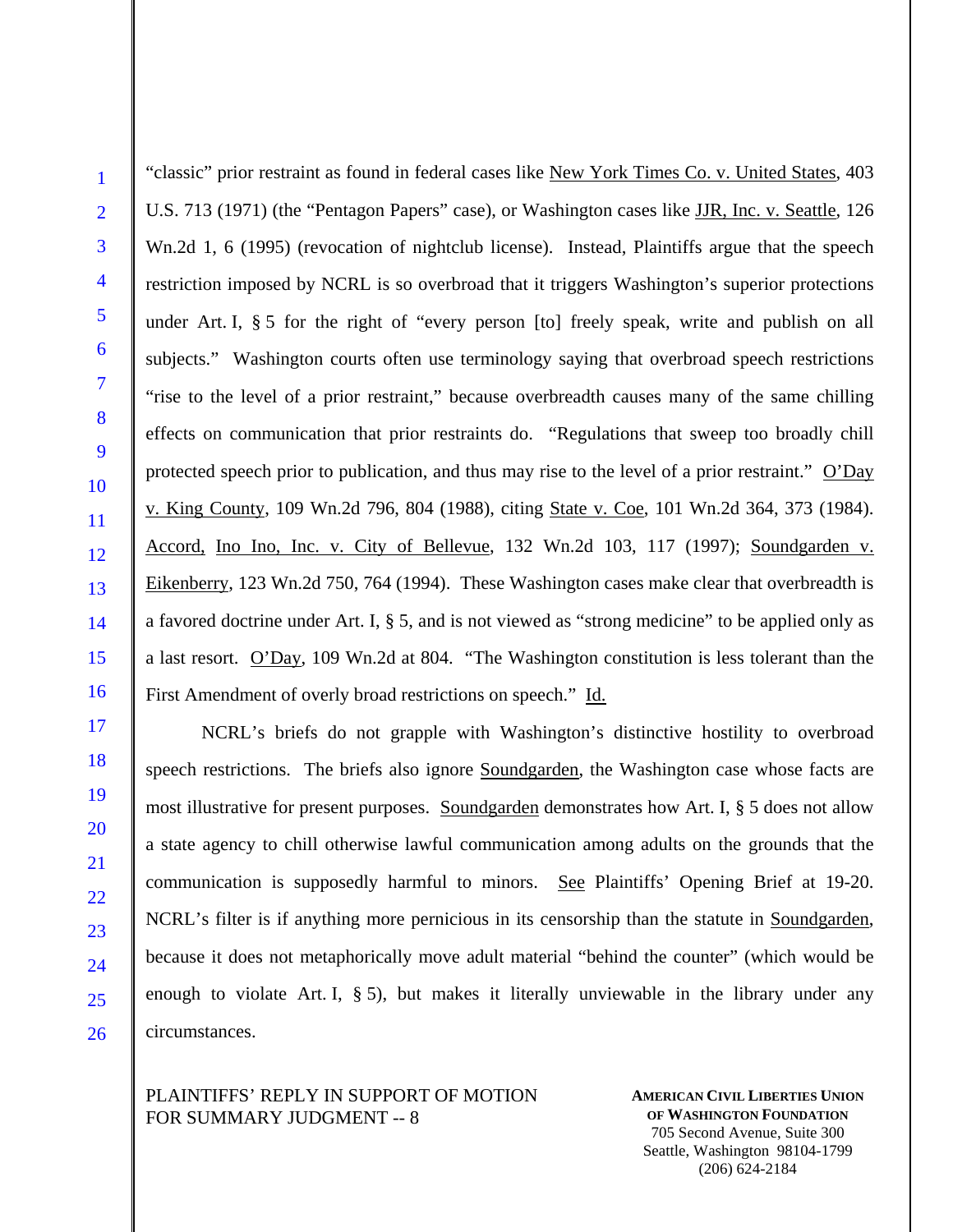"classic" prior restraint as found in federal cases like New York Times Co. v. United States, 403 U.S. 713 (1971) (the "Pentagon Papers" case), or Washington cases like JJR, Inc. v. Seattle, 126 Wn.2d 1, 6 (1995) (revocation of nightclub license). Instead, Plaintiffs argue that the speech restriction imposed by NCRL is so overbroad that it triggers Washington's superior protections under Art. I, § 5 for the right of "every person [to] freely speak, write and publish on all subjects." Washington courts often use terminology saying that overbroad speech restrictions "rise to the level of a prior restraint," because overbreadth causes many of the same chilling effects on communication that prior restraints do. "Regulations that sweep too broadly chill protected speech prior to publication, and thus may rise to the level of a prior restraint." O'Day v. King County, 109 Wn.2d 796, 804 (1988), citing State v. Coe, 101 Wn.2d 364, 373 (1984). Accord, Ino Ino, Inc. v. City of Bellevue, 132 Wn.2d 103, 117 (1997); Soundgarden v. Eikenberry, 123 Wn.2d 750, 764 (1994). These Washington cases make clear that overbreadth is a favored doctrine under Art. I, § 5, and is not viewed as "strong medicine" to be applied only as a last resort. O'Day, 109 Wn.2d at 804. "The Washington constitution is less tolerant than the First Amendment of overly broad restrictions on speech." Id.

NCRL's briefs do not grapple with Washington's distinctive hostility to overbroad speech restrictions. The briefs also ignore Soundgarden, the Washington case whose facts are most illustrative for present purposes. Soundgarden demonstrates how Art. I, § 5 does not allow a state agency to chill otherwise lawful communication among adults on the grounds that the communication is supposedly harmful to minors. See Plaintiffs' Opening Brief at 19-20. NCRL's filter is if anything more pernicious in its censorship than the statute in Soundgarden, because it does not metaphorically move adult material "behind the counter" (which would be enough to violate Art. I, § 5), but makes it literally unviewable in the library under any circumstances.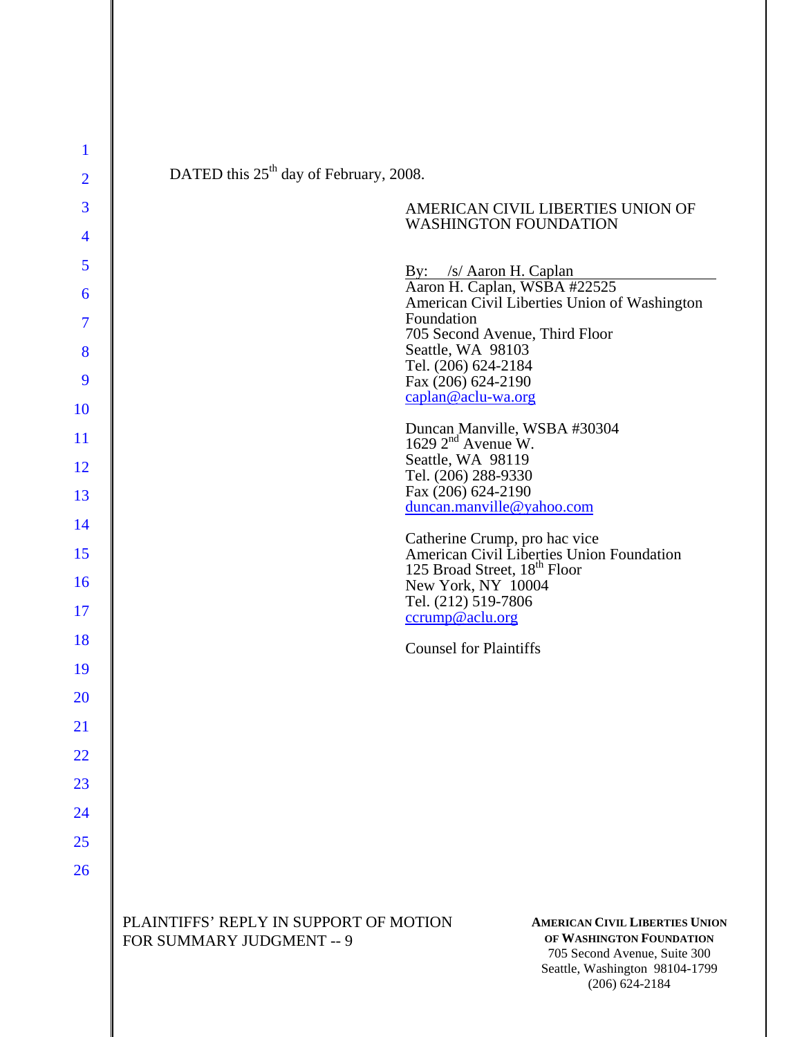DATED this 25th day of February, 2008.

AMERICAN CIVIL LIBERTIES UNION OF WASHINGTON FOUNDATION

By: /s/ Aaron H. Caplan
Aaron H. Caplan, WSBA #22525
American Civil Liberties Union of Washington Foundation
705 Second Avenue, Third Floor
Seattle, WA 98103
Tel. (206) 624-2184
Fax (206) 624-2190
caplan@aclu-wa.org

Duncan Manville, WSBA #30304
1629 2nd Avenue W.
Seattle, WA 98119
Tel. (206) 288-9330
Fax (206) 624-2190
duncan.manville@yahoo.com

Catherine Crump, pro hac vice
American Civil Liberties Union Foundation
125 Broad Street, 18th Floor
New York, NY 10004
Tel. (212) 519-7806
ccrump@aclu.org

Counsel for Plaintiffs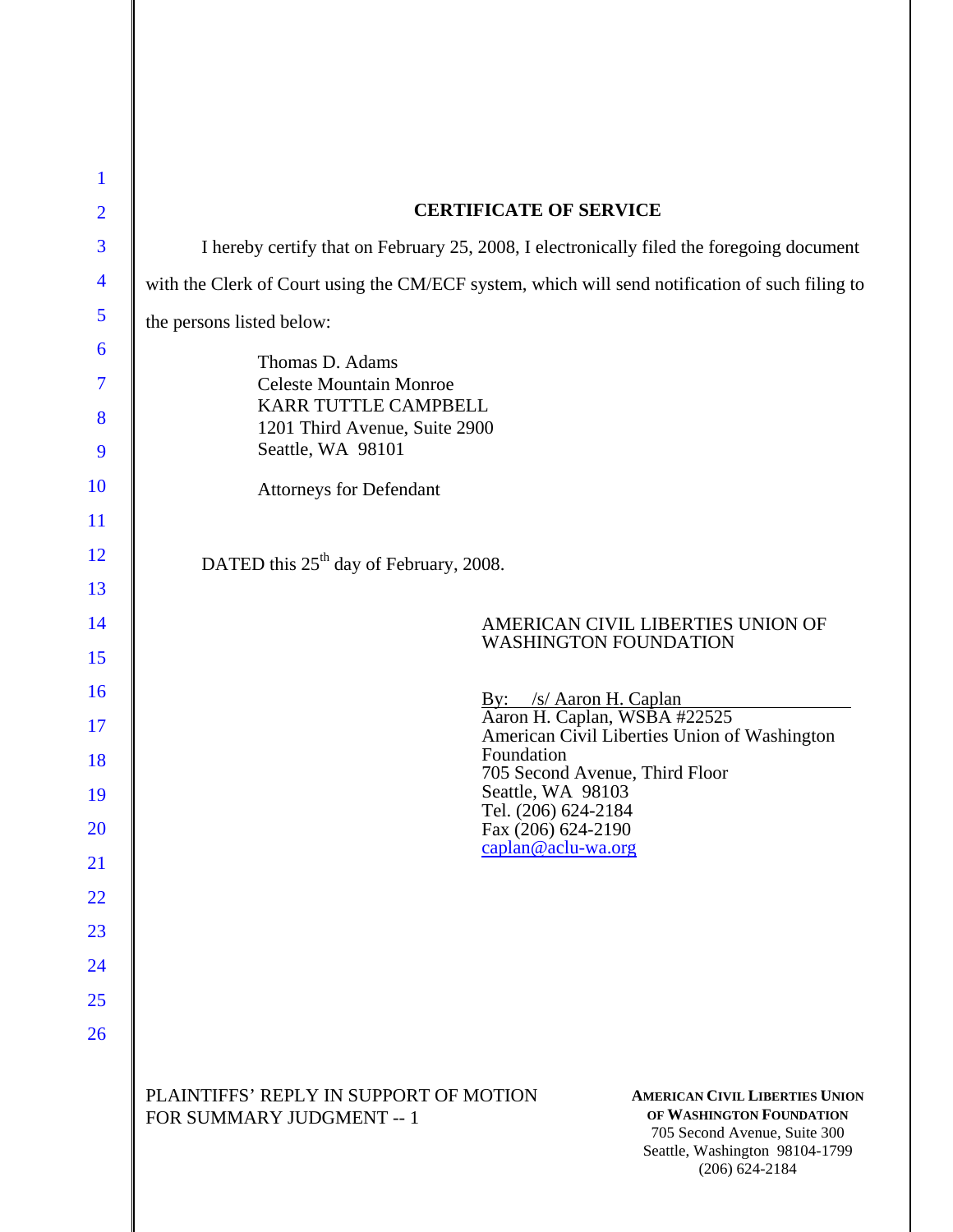## CERTIFICATE OF SERVICE

I hereby certify that on February 25, 2008, I electronically filed the foregoing document with the Clerk of Court using the CM/ECF system, which will send notification of such filing to the persons listed below:

Thomas D. Adams
Celeste Mountain Monroe
KARR TUTTLE CAMPBELL
1201 Third Avenue, Suite 2900
Seattle, WA 98101

Attorneys for Defendant

DATED this 25th day of February, 2008.

AMERICAN CIVIL LIBERTIES UNION OF WASHINGTON FOUNDATION

By: /s/ Aaron H. Caplan
Aaron H. Caplan, WSBA #22525
American Civil Liberties Union of Washington Foundation
705 Second Avenue, Third Floor
Seattle, WA 98103
Tel. (206) 624-2184
Fax (206) 624-2190
caplan@aclu-wa.org